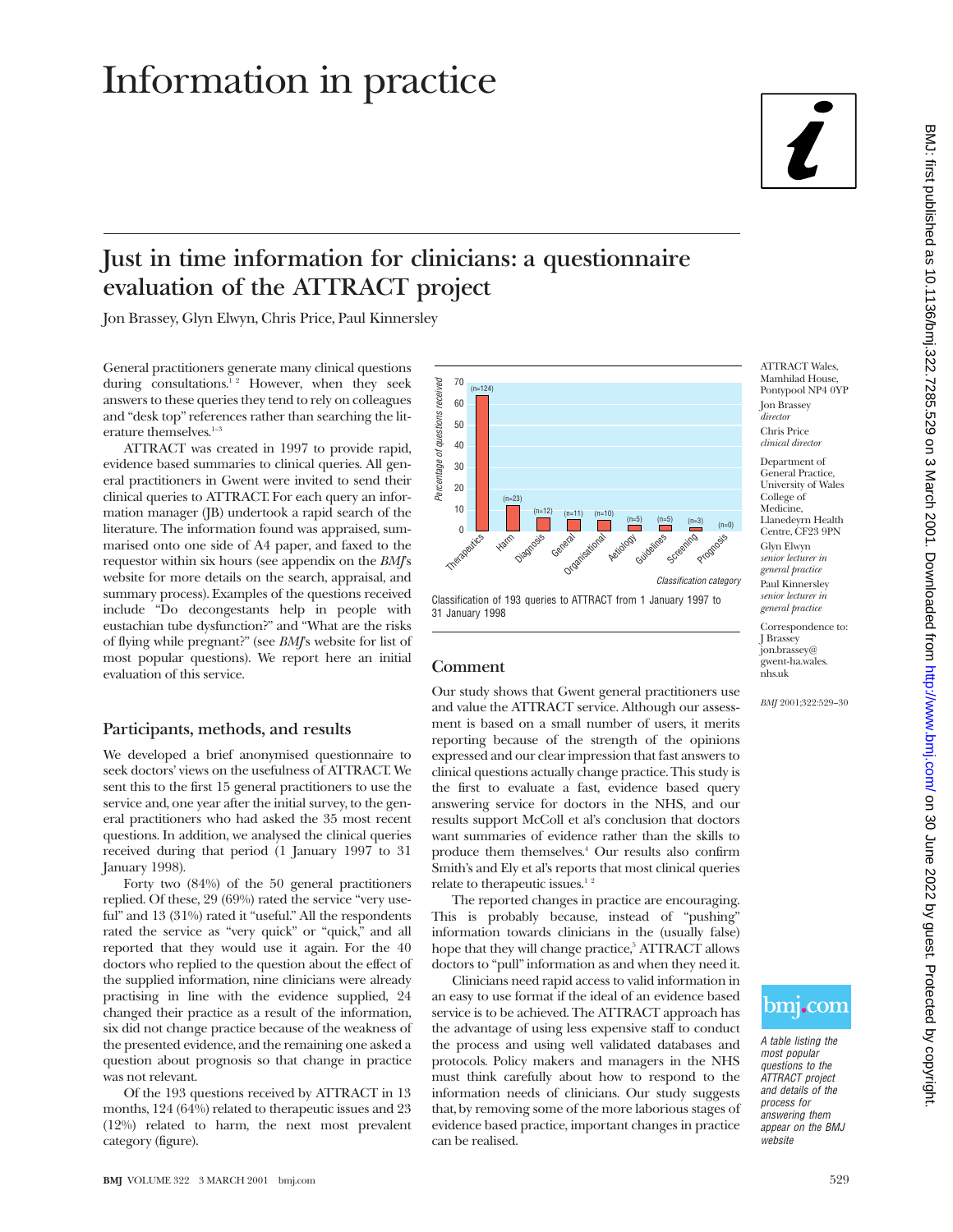# Information in practice

## Just in time information for clinicians: a questionnaire evaluation of the ATTRACT project

Jon Brassey, Glyn Elwyn, Chris Price, Paul Kinnersley

General practitioners generate many clinical questions during consultations.[1 2] However, when they seek answers to these queries they tend to rely on colleagues and "desk top" references rather than searching the literature themselves.[1–3]

ATTRACT was created in 1997 to provide rapid, evidence based summaries to clinical queries. All general practitioners in Gwent were invited to send their clinical queries to ATTRACT. For each query an information manager (JB) undertook a rapid search of the literature. The information found was appraised, summarised onto one side of A4 paper, and faxed to the requestor within six hours (see appendix on the *BMJ*'s website for more details on the search, appraisal, and summary process). Examples of the questions received include "Do decongestants help in people with eustachian tube dysfunction?" and "What are the risks of flying while pregnant?" (see *BMJ*'s website for list of most popular questions). We report here an initial evaluation of this service.

### Participants, methods, and results

We developed a brief anonymised questionnaire to seek doctors' views on the usefulness of ATTRACT. We sent this to the first 15 general practitioners to use the service and, one year after the initial survey, to the general practitioners who had asked the 35 most recent questions. In addition, we analysed the clinical queries received during that period (1 January 1997 to 31 January 1998).

Forty two (84%) of the 50 general practitioners replied. Of these, 29 (69%) rated the service "very useful" and 13 (31%) rated it "useful." All the respondents rated the service as "very quick" or "quick," and all reported that they would use it again. For the 40 doctors who replied to the question about the effect of the supplied information, nine clinicians were already practising in line with the evidence supplied, 24 changed their practice as a result of the information, six did not change practice because of the weakness of the presented evidence, and the remaining one asked a question about prognosis so that change in practice was not relevant.

Of the 193 questions received by ATTRACT in 13 months, 124 (64%) related to therapeutic issues and 23 (12%) related to harm, the next most prevalent category (figure).

| Classification category | n | Percentage of questions received (approx.) |
|---|---|---|
| Therapeutics | 124 | 64 |
| Harm | 23 | 12 |
| Diagnosis | 12 | 6 |
| General | 11 | 6 |
| Organisational | 10 | 5 |
| Aetiology | 5 | 3 |
| Guidelines | 5 | 3 |
| Screening | 3 | 2 |
| Prognosis | 0 | 0 |

Classification of 193 queries to ATTRACT from 1 January 1997 to 31 January 1998

### Comment

Our study shows that Gwent general practitioners use and value the ATTRACT service. Although our assessment is based on a small number of users, it merits reporting because of the strength of the opinions expressed and our clear impression that fast answers to clinical questions actually change practice. This study is the first to evaluate a fast, evidence based query answering service for doctors in the NHS, and our results support McColl et al's conclusion that doctors want summaries of evidence rather than the skills to produce them themselves.[4] Our results also confirm Smith's and Ely et al's reports that most clinical queries relate to therapeutic issues.[1 2]

The reported changes in practice are encouraging. This is probably because, instead of "pushing" information towards clinicians in the (usually false) hope that they will change practice,[5] ATTRACT allows doctors to "pull" information as and when they need it.

Clinicians need rapid access to valid information in an easy to use format if the ideal of an evidence based service is to be achieved. The ATTRACT approach has the advantage of using less expensive staff to conduct the process and using well validated databases and protocols. Policy makers and managers in the NHS must think carefully about how to respond to the information needs of clinicians. Our study suggests that, by removing some of the more laborious stages of evidence based practice, important changes in practice can be realised.

ATTRACT Wales, Mamhilad House, Pontypool NP4 0YP
Jon Brassey *director*
Chris Price *clinical director*

Department of General Practice, University of Wales College of Medicine, Llanedeyrn Health Centre, CF23 9PN
Glyn Elwyn *senior lecturer in general practice*
Paul Kinnersley *senior lecturer in general practice*

Correspondence to: J Brassey jon.brassey@gwent-ha.wales.nhs.uk

*BMJ* 2001;322:529–30

*A table listing the most popular questions to the ATTRACT project and details of the process for answering them appear on the BMJ website*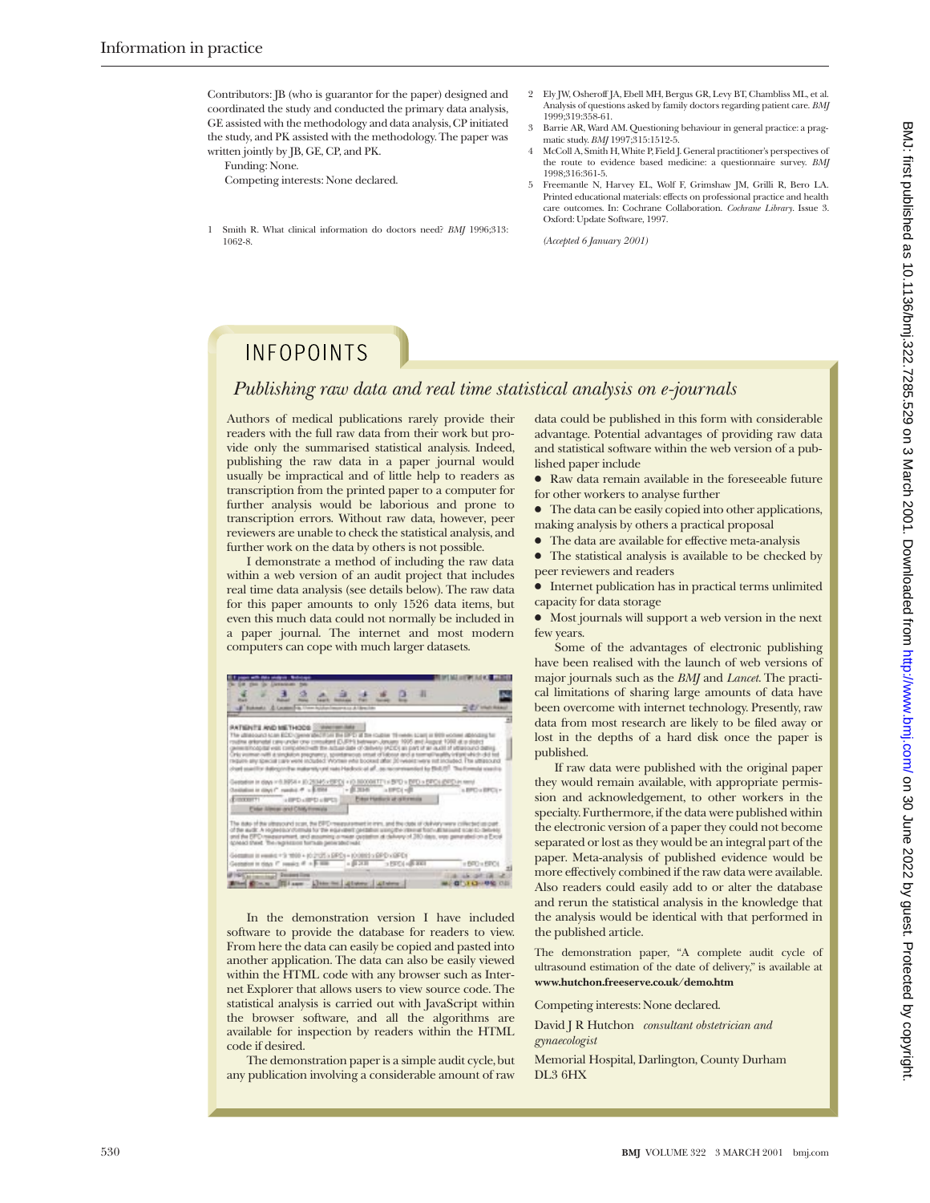Contributors: JB (who is guarantor for the paper) designed and coordinated the study and conducted the primary data analysis, GE assisted with the methodology and data analysis, CP initiated the study, and PK assisted with the methodology. The paper was written jointly by JB, GE, CP, and PK.

Funding: None.

Competing interests: None declared.

1. Smith R. What clinical information do doctors need? *BMJ* 1996;313: 1062-8.
2. Ely JW, Osheroff JA, Ebell MH, Bergus GR, Levy BT, Chambliss ML, et al. Analysis of questions asked by family doctors regarding patient care. *BMJ* 1999;319:358-61.
3. Barrie AR, Ward AM. Questioning behaviour in general practice: a pragmatic study. *BMJ* 1997;315:1512-5.
4. McColl A, Smith H, White P, Field J. General practitioner's perspectives of the route to evidence based medicine: a questionnaire survey. *BMJ* 1998;316:361-5.
5. Freemantle N, Harvey EL, Wolf F, Grimshaw JM, Grilli R, Bero LA. Printed educational materials: effects on professional practice and health care outcomes. In: Cochrane Collaboration. *Cochrane Library*. Issue 3. Oxford: Update Software, 1997.

*(Accepted 6 January 2001)*

# INFOPOINTS

## *Publishing raw data and real time statistical analysis on e-journals*

Authors of medical publications rarely provide their readers with the full raw data from their work but provide only the summarised statistical analysis. Indeed, publishing the raw data in a paper journal would usually be impractical and of little help to readers as transcription from the printed paper to a computer for further analysis would be laborious and prone to transcription errors. Without raw data, however, peer reviewers are unable to check the statistical analysis, and further work on the data by others is not possible.

I demonstrate a method of including the raw data within a web version of an audit project that includes real time data analysis (see details below). The raw data for this paper amounts to only 1526 data items, but even this much data could not normally be included in a paper journal. The internet and most modern computers can cope with much larger datasets.

In the demonstration version I have included software to provide the database for readers to view. From here the data can easily be copied and pasted into another application. The data can also be easily viewed within the HTML code with any browser such as Internet Explorer that allows users to view source code. The statistical analysis is carried out with JavaScript within the browser software, and all the algorithms are available for inspection by readers within the HTML code if desired.

The demonstration paper is a simple audit cycle, but any publication involving a considerable amount of raw data could be published in this form with considerable advantage. Potential advantages of providing raw data and statistical software within the web version of a published paper include

- Raw data remain available in the foreseeable future for other workers to analyse further
- The data can be easily copied into other applications, making analysis by others a practical proposal
- The data are available for effective meta-analysis
- The statistical analysis is available to be checked by peer reviewers and readers
- Internet publication has in practical terms unlimited capacity for data storage
- Most journals will support a web version in the next few years.

Some of the advantages of electronic publishing have been realised with the launch of web versions of major journals such as the *BMJ* and *Lancet*. The practical limitations of sharing large amounts of data have been overcome with internet technology. Presently, raw data from most research are likely to be filed away or lost in the depths of a hard disk once the paper is published.

If raw data were published with the original paper they would remain available, with appropriate permission and acknowledgement, to other workers in the specialty. Furthermore, if the data were published within the electronic version of a paper they could not become separated or lost as they would be an integral part of the paper. Meta-analysis of published evidence would be more effectively combined if the raw data were available. Also readers could easily add to or alter the database and rerun the statistical analysis in the knowledge that the analysis would be identical with that performed in the published article.

The demonstration paper, "A complete audit cycle of ultrasound estimation of the date of delivery," is available at **www.hutchon.freeserve.co.uk/demo.htm**

Competing interests: None declared.

David J R Hutchon *consultant obstetrician and gynaecologist*

Memorial Hospital, Darlington, County Durham DL3 6HX